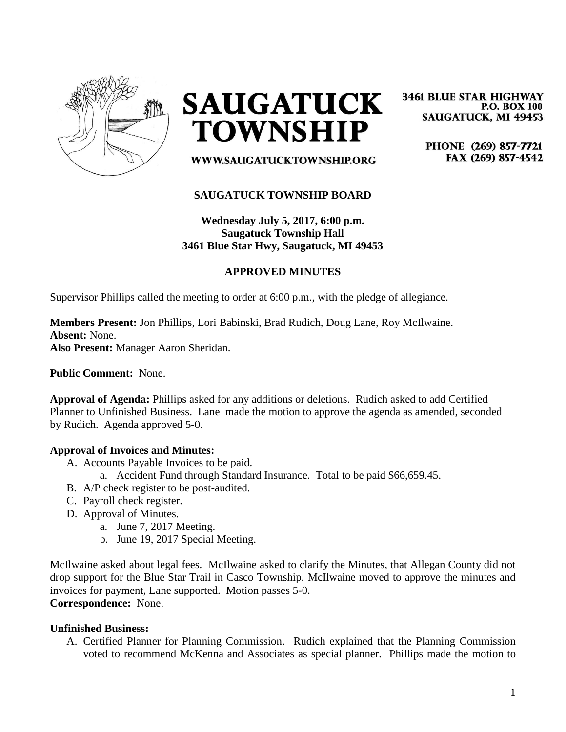# SAUGATUCK TOWNSHIP

3461 BLUE STAR HIGHWAY
P.O. BOX 100
SAUGATUCK, MI 49453

WWW.SAUGATUCKTOWNSHIP.ORG

PHONE (269) 857-7721
FAX (269) 857-4542

## SAUGATUCK TOWNSHIP BOARD

**Wednesday July 5, 2017, 6:00 p.m.**
**Saugatuck Township Hall**
**3461 Blue Star Hwy, Saugatuck, MI 49453**

### APPROVED MINUTES

Supervisor Phillips called the meeting to order at 6:00 p.m., with the pledge of allegiance.

**Members Present:** Jon Phillips, Lori Babinski, Brad Rudich, Doug Lane, Roy McIlwaine.
**Absent:** None.
**Also Present:** Manager Aaron Sheridan.

**Public Comment:** None.

**Approval of Agenda:** Phillips asked for any additions or deletions. Rudich asked to add Certified Planner to Unfinished Business. Lane made the motion to approve the agenda as amended, seconded by Rudich. Agenda approved 5-0.

**Approval of Invoices and Minutes:**

A. Accounts Payable Invoices to be paid.
   a. Accident Fund through Standard Insurance. Total to be paid $66,659.45.
B. A/P check register to be post-audited.
C. Payroll check register.
D. Approval of Minutes.
   a. June 7, 2017 Meeting.
   b. June 19, 2017 Special Meeting.

McIlwaine asked about legal fees. McIlwaine asked to clarify the Minutes, that Allegan County did not drop support for the Blue Star Trail in Casco Township. McIlwaine moved to approve the minutes and invoices for payment, Lane supported. Motion passes 5-0.

**Correspondence:** None.

**Unfinished Business:**

A. Certified Planner for Planning Commission. Rudich explained that the Planning Commission voted to recommend McKenna and Associates as special planner. Phillips made the motion to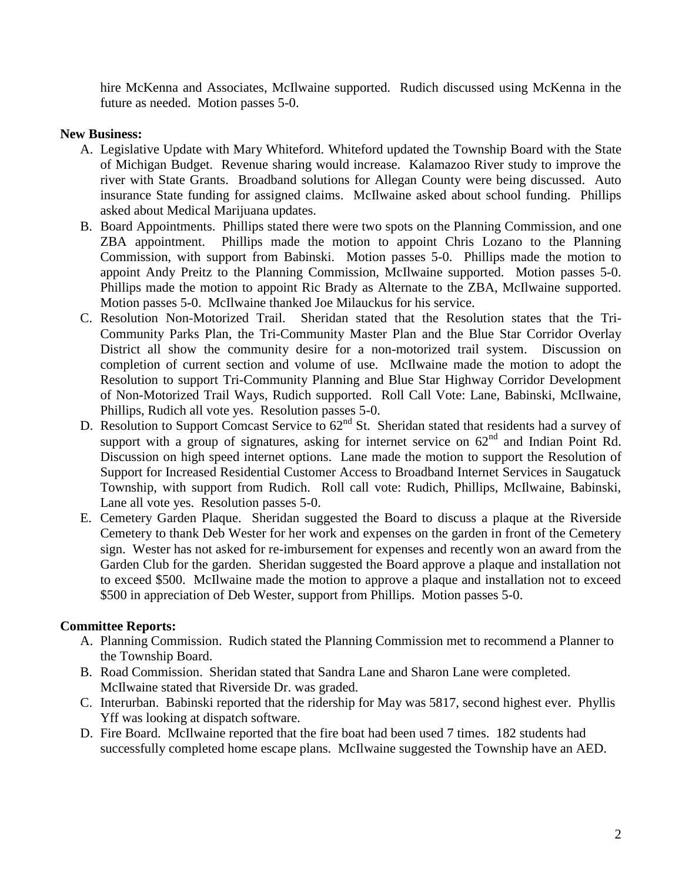hire McKenna and Associates, McIlwaine supported. Rudich discussed using McKenna in the future as needed. Motion passes 5-0.

**New Business:**

A. Legislative Update with Mary Whiteford. Whiteford updated the Township Board with the State of Michigan Budget. Revenue sharing would increase. Kalamazoo River study to improve the river with State Grants. Broadband solutions for Allegan County were being discussed. Auto insurance State funding for assigned claims. McIlwaine asked about school funding. Phillips asked about Medical Marijuana updates.
B. Board Appointments. Phillips stated there were two spots on the Planning Commission, and one ZBA appointment. Phillips made the motion to appoint Chris Lozano to the Planning Commission, with support from Babinski. Motion passes 5-0. Phillips made the motion to appoint Andy Preitz to the Planning Commission, McIlwaine supported. Motion passes 5-0. Phillips made the motion to appoint Ric Brady as Alternate to the ZBA, McIlwaine supported. Motion passes 5-0. McIlwaine thanked Joe Milauckus for his service.
C. Resolution Non-Motorized Trail. Sheridan stated that the Resolution states that the Tri-Community Parks Plan, the Tri-Community Master Plan and the Blue Star Corridor Overlay District all show the community desire for a non-motorized trail system. Discussion on completion of current section and volume of use. McIlwaine made the motion to adopt the Resolution to support Tri-Community Planning and Blue Star Highway Corridor Development of Non-Motorized Trail Ways, Rudich supported. Roll Call Vote: Lane, Babinski, McIlwaine, Phillips, Rudich all vote yes. Resolution passes 5-0.
D. Resolution to Support Comcast Service to 62nd St. Sheridan stated that residents had a survey of support with a group of signatures, asking for internet service on 62nd and Indian Point Rd. Discussion on high speed internet options. Lane made the motion to support the Resolution of Support for Increased Residential Customer Access to Broadband Internet Services in Saugatuck Township, with support from Rudich. Roll call vote: Rudich, Phillips, McIlwaine, Babinski, Lane all vote yes. Resolution passes 5-0.
E. Cemetery Garden Plaque. Sheridan suggested the Board to discuss a plaque at the Riverside Cemetery to thank Deb Wester for her work and expenses on the garden in front of the Cemetery sign. Wester has not asked for re-imbursement for expenses and recently won an award from the Garden Club for the garden. Sheridan suggested the Board approve a plaque and installation not to exceed $500. McIlwaine made the motion to approve a plaque and installation not to exceed $500 in appreciation of Deb Wester, support from Phillips. Motion passes 5-0.

**Committee Reports:**

A. Planning Commission. Rudich stated the Planning Commission met to recommend a Planner to the Township Board.
B. Road Commission. Sheridan stated that Sandra Lane and Sharon Lane were completed. McIlwaine stated that Riverside Dr. was graded.
C. Interurban. Babinski reported that the ridership for May was 5817, second highest ever. Phyllis Yff was looking at dispatch software.
D. Fire Board. McIlwaine reported that the fire boat had been used 7 times. 182 students had successfully completed home escape plans. McIlwaine suggested the Township have an AED.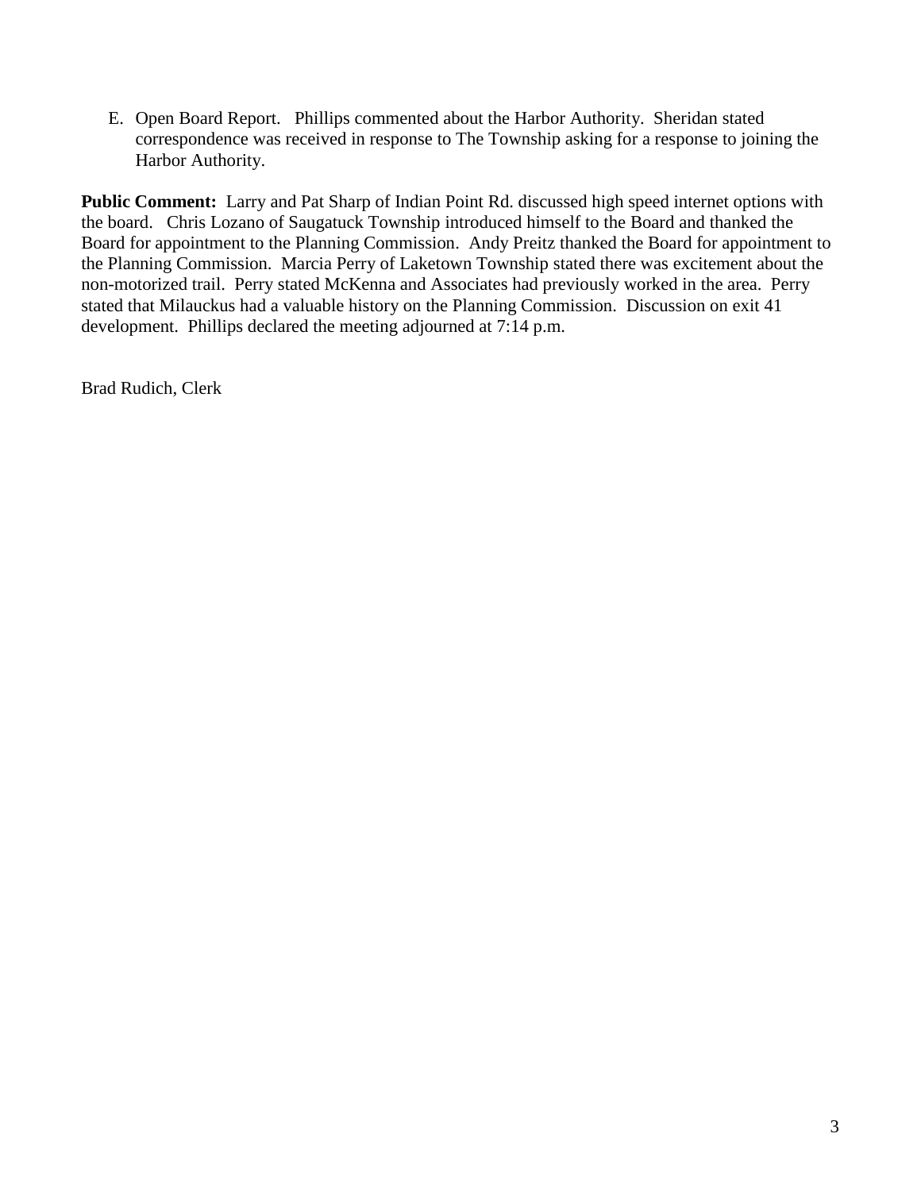E. Open Board Report. Phillips commented about the Harbor Authority. Sheridan stated correspondence was received in response to The Township asking for a response to joining the Harbor Authority.

**Public Comment:** Larry and Pat Sharp of Indian Point Rd. discussed high speed internet options with the board. Chris Lozano of Saugatuck Township introduced himself to the Board and thanked the Board for appointment to the Planning Commission. Andy Preitz thanked the Board for appointment to the Planning Commission. Marcia Perry of Laketown Township stated there was excitement about the non-motorized trail. Perry stated McKenna and Associates had previously worked in the area. Perry stated that Milauckus had a valuable history on the Planning Commission. Discussion on exit 41 development. Phillips declared the meeting adjourned at 7:14 p.m.

Brad Rudich, Clerk